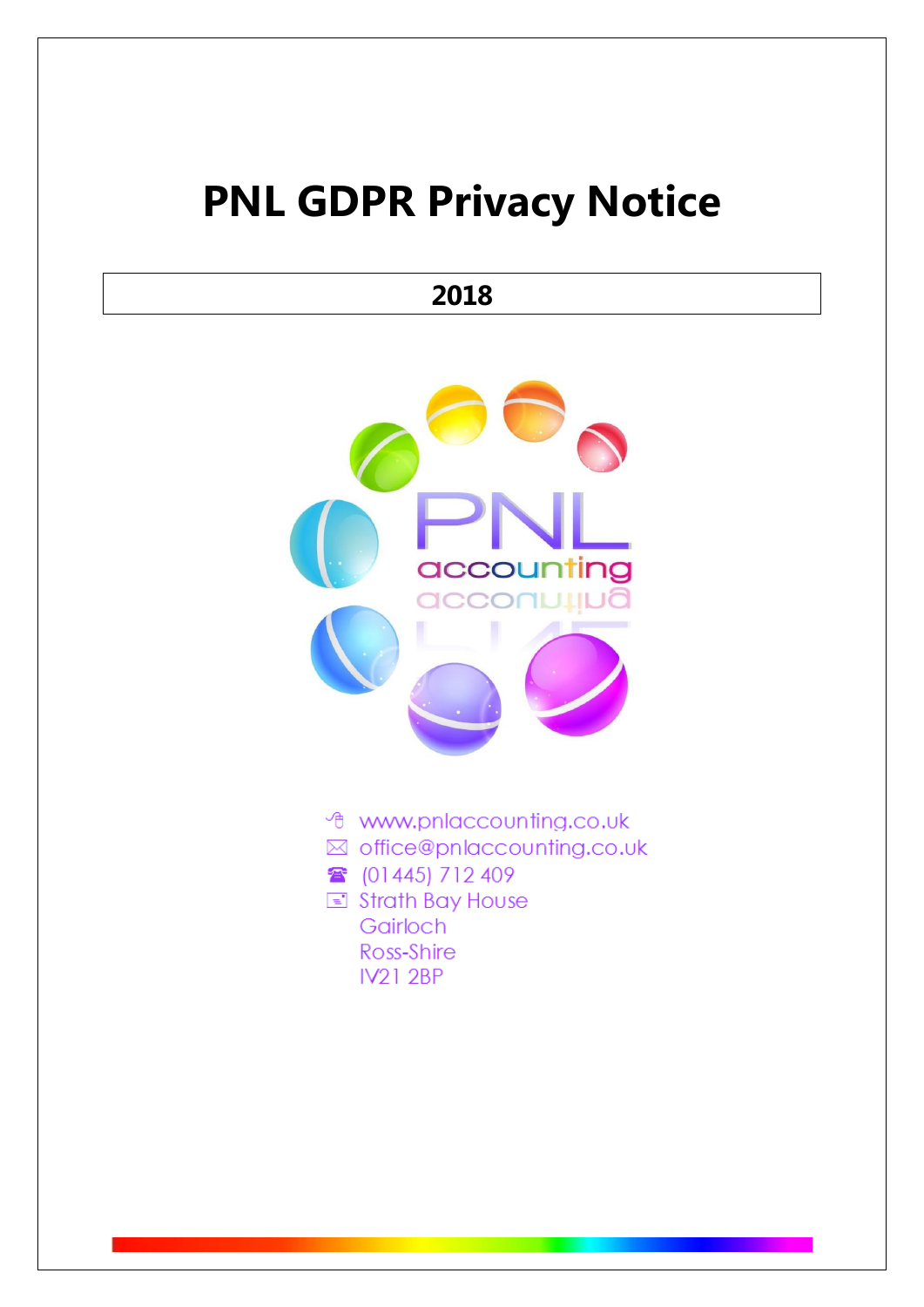# PNL GDPR Privacy Notice

**2018**

PNL accounting

www.pnlaccounting.co.uk
office@pnlaccounting.co.uk
(01445) 712 409
Strath Bay House
Gairloch
Ross-Shire
IV21 2BP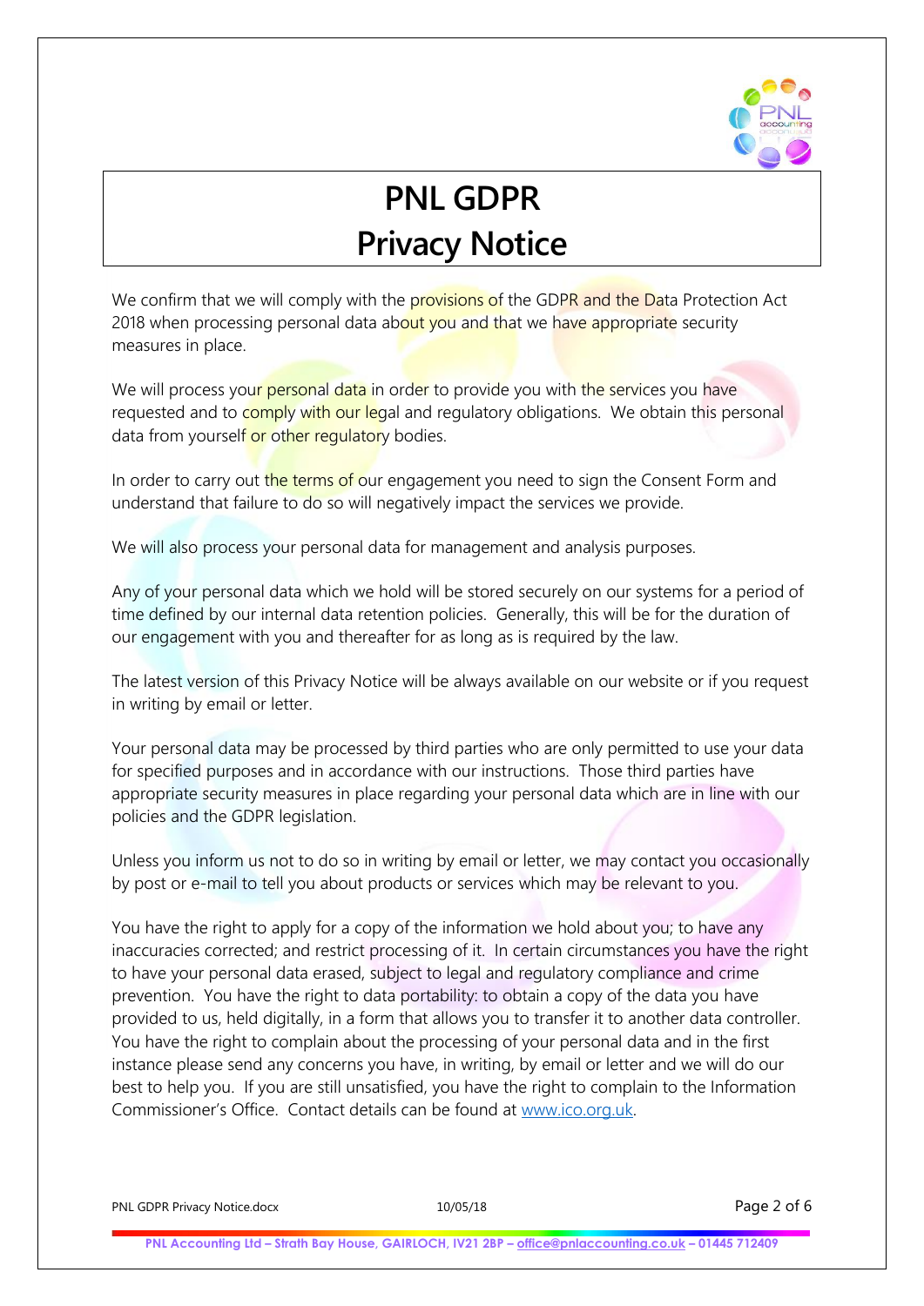# PNL GDPR Privacy Notice

We confirm that we will comply with the provisions of the GDPR and the Data Protection Act 2018 when processing personal data about you and that we have appropriate security measures in place.

We will process your personal data in order to provide you with the services you have requested and to comply with our legal and regulatory obligations. We obtain this personal data from yourself or other regulatory bodies.

In order to carry out the terms of our engagement you need to sign the Consent Form and understand that failure to do so will negatively impact the services we provide.

We will also process your personal data for management and analysis purposes.

Any of your personal data which we hold will be stored securely on our systems for a period of time defined by our internal data retention policies. Generally, this will be for the duration of our engagement with you and thereafter for as long as is required by the law.

The latest version of this Privacy Notice will be always available on our website or if you request in writing by email or letter.

Your personal data may be processed by third parties who are only permitted to use your data for specified purposes and in accordance with our instructions. Those third parties have appropriate security measures in place regarding your personal data which are in line with our policies and the GDPR legislation.

Unless you inform us not to do so in writing by email or letter, we may contact you occasionally by post or e-mail to tell you about products or services which may be relevant to you.

You have the right to apply for a copy of the information we hold about you; to have any inaccuracies corrected; and restrict processing of it. In certain circumstances you have the right to have your personal data erased, subject to legal and regulatory compliance and crime prevention. You have the right to data portability: to obtain a copy of the data you have provided to us, held digitally, in a form that allows you to transfer it to another data controller. You have the right to complain about the processing of your personal data and in the first instance please send any concerns you have, in writing, by email or letter and we will do our best to help you. If you are still unsatisfied, you have the right to complain to the Information Commissioner's Office. Contact details can be found at [www.ico.org.uk](http://www.ico.org.uk).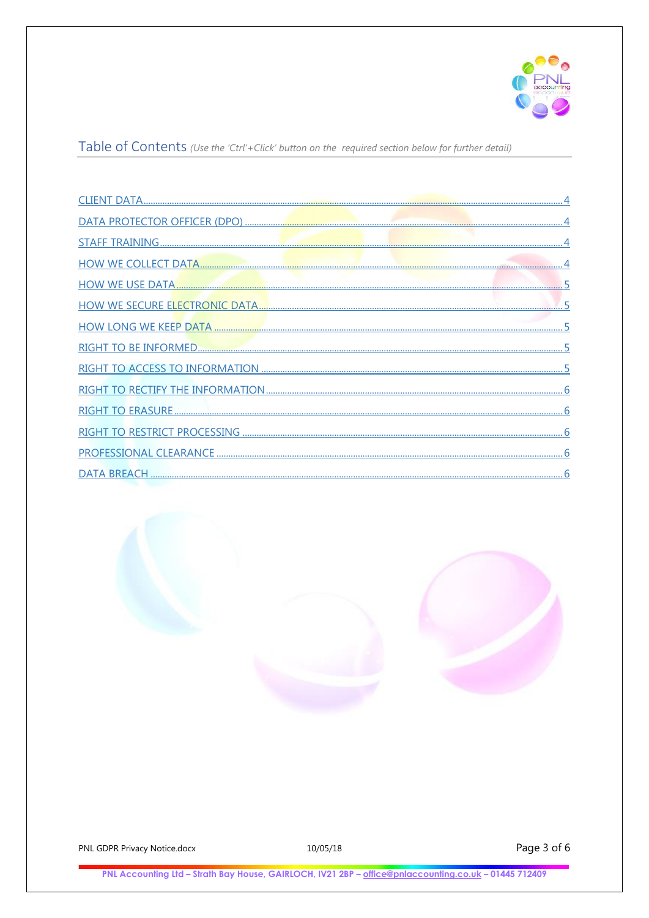## Table of Contents *(Use the 'Ctrl'+Click' button on the required section below for further detail)*

| | |
|---|---|
| CLIENT DATA | 4 |
| DATA PROTECTOR OFFICER (DPO) | 4 |
| STAFF TRAINING | 4 |
| HOW WE COLLECT DATA | 4 |
| HOW WE USE DATA | 5 |
| HOW WE SECURE ELECTRONIC DATA | 5 |
| HOW LONG WE KEEP DATA | 5 |
| RIGHT TO BE INFORMED | 5 |
| RIGHT TO ACCESS TO INFORMATION | 5 |
| RIGHT TO RECTIFY THE INFORMATION | 6 |
| RIGHT TO ERASURE | 6 |
| RIGHT TO RESTRICT PROCESSING | 6 |
| PROFESSIONAL CLEARANCE | 6 |
| DATA BREACH | 6 |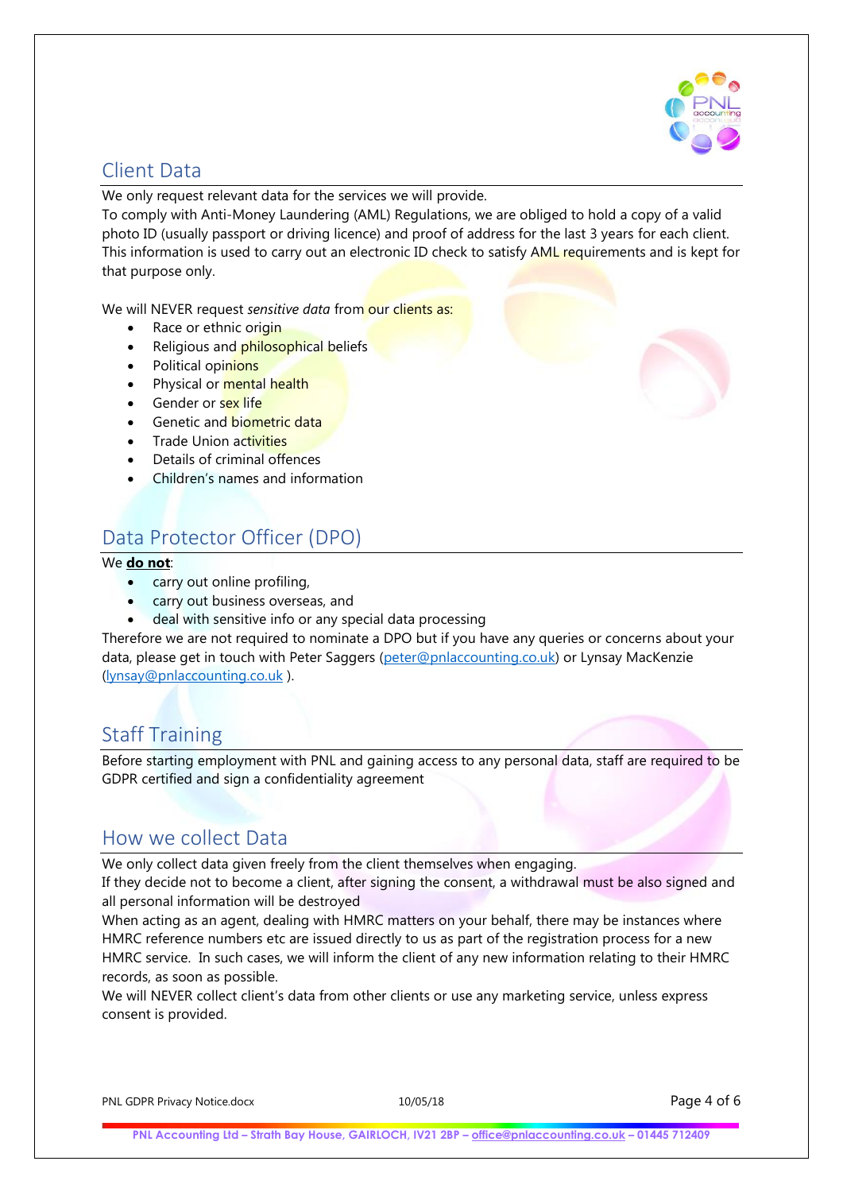## Client Data

We only request relevant data for the services we will provide.
To comply with Anti-Money Laundering (AML) Regulations, we are obliged to hold a copy of a valid photo ID (usually passport or driving licence) and proof of address for the last 3 years for each client. This information is used to carry out an electronic ID check to satisfy AML requirements and is kept for that purpose only.

We will NEVER request *sensitive data* from our clients as:

- Race or ethnic origin
- Religious and philosophical beliefs
- Political opinions
- Physical or mental health
- Gender or sex life
- Genetic and biometric data
- Trade Union activities
- Details of criminal offences
- Children's names and information

## Data Protector Officer (DPO)

We **do not**:

- carry out online profiling,
- carry out business overseas, and
- deal with sensitive info or any special data processing

Therefore we are not required to nominate a DPO but if you have any queries or concerns about your data, please get in touch with Peter Saggers (peter@pnlaccounting.co.uk) or Lynsay MacKenzie (lynsay@pnlaccounting.co.uk ).

## Staff Training

Before starting employment with PNL and gaining access to any personal data, staff are required to be GDPR certified and sign a confidentiality agreement

## How we collect Data

We only collect data given freely from the client themselves when engaging.
If they decide not to become a client, after signing the consent, a withdrawal must be also signed and all personal information will be destroyed
When acting as an agent, dealing with HMRC matters on your behalf, there may be instances where HMRC reference numbers etc are issued directly to us as part of the registration process for a new HMRC service. In such cases, we will inform the client of any new information relating to their HMRC records, as soon as possible.
We will NEVER collect client's data from other clients or use any marketing service, unless express consent is provided.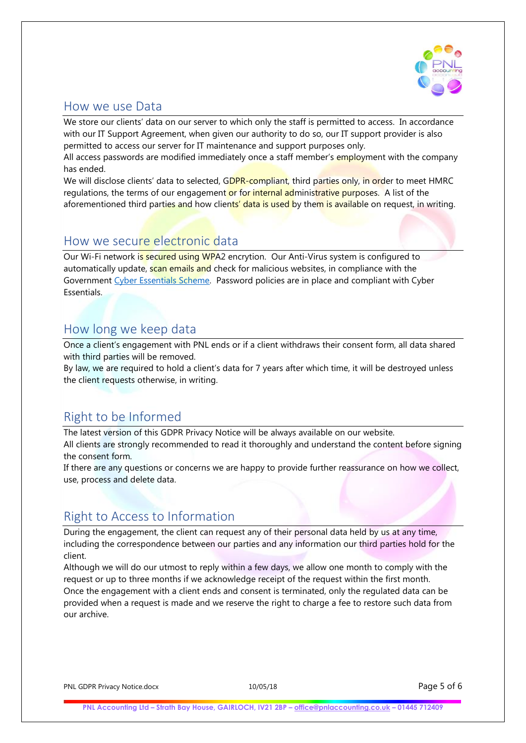## How we use Data

We store our clients' data on our server to which only the staff is permitted to access. In accordance with our IT Support Agreement, when given our authority to do so, our IT support provider is also permitted to access our server for IT maintenance and support purposes only.

All access passwords are modified immediately once a staff member's employment with the company has ended.

We will disclose clients' data to selected, GDPR-compliant, third parties only, in order to meet HMRC regulations, the terms of our engagement or for internal administrative purposes. A list of the aforementioned third parties and how clients' data is used by them is available on request, in writing.

## How we secure electronic data

Our Wi-Fi network is secured using WPA2 encrytion. Our Anti-Virus system is configured to automatically update, scan emails and check for malicious websites, in compliance with the Government [Cyber Essentials Scheme](). Password policies are in place and compliant with Cyber Essentials.

## How long we keep data

Once a client's engagement with PNL ends or if a client withdraws their consent form, all data shared with third parties will be removed.

By law, we are required to hold a client's data for 7 years after which time, it will be destroyed unless the client requests otherwise, in writing.

## Right to be Informed

The latest version of this GDPR Privacy Notice will be always available on our website.

All clients are strongly recommended to read it thoroughly and understand the content before signing the consent form.

If there are any questions or concerns we are happy to provide further reassurance on how we collect, use, process and delete data.

## Right to Access to Information

During the engagement, the client can request any of their personal data held by us at any time, including the correspondence between our parties and any information our third parties hold for the client.

Although we will do our utmost to reply within a few days, we allow one month to comply with the request or up to three months if we acknowledge receipt of the request within the first month.

Once the engagement with a client ends and consent is terminated, only the regulated data can be provided when a request is made and we reserve the right to charge a fee to restore such data from our archive.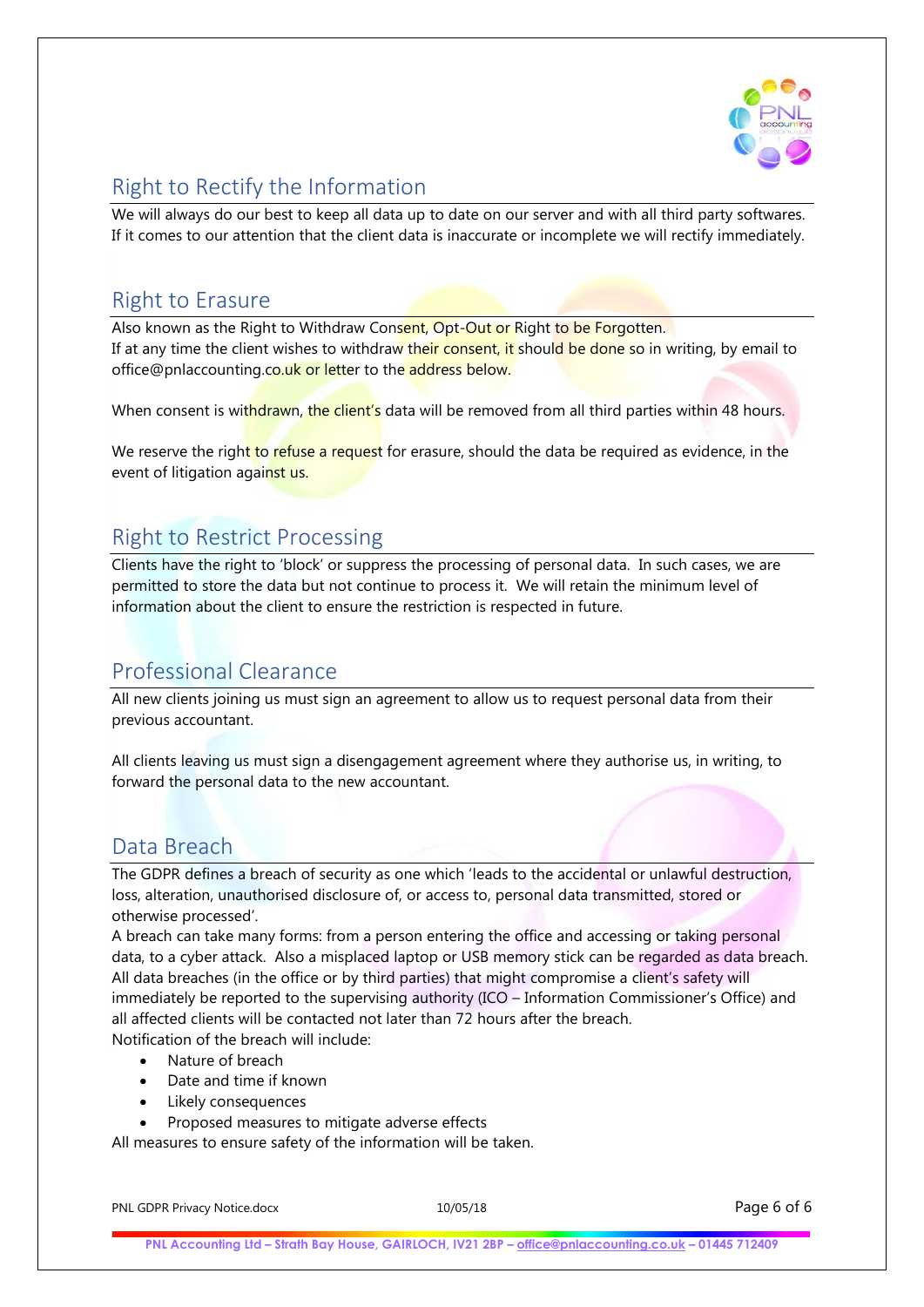## Right to Rectify the Information

We will always do our best to keep all data up to date on our server and with all third party softwares. If it comes to our attention that the client data is inaccurate or incomplete we will rectify immediately.

## Right to Erasure

Also known as the Right to Withdraw Consent, Opt-Out or Right to be Forgotten.
If at any time the client wishes to withdraw their consent, it should be done so in writing, by email to office@pnlaccounting.co.uk or letter to the address below.

When consent is withdrawn, the client's data will be removed from all third parties within 48 hours.

We reserve the right to refuse a request for erasure, should the data be required as evidence, in the event of litigation against us.

## Right to Restrict Processing

Clients have the right to 'block' or suppress the processing of personal data. In such cases, we are permitted to store the data but not continue to process it. We will retain the minimum level of information about the client to ensure the restriction is respected in future.

## Professional Clearance

All new clients joining us must sign an agreement to allow us to request personal data from their previous accountant.

All clients leaving us must sign a disengagement agreement where they authorise us, in writing, to forward the personal data to the new accountant.

## Data Breach

The GDPR defines a breach of security as one which 'leads to the accidental or unlawful destruction, loss, alteration, unauthorised disclosure of, or access to, personal data transmitted, stored or otherwise processed'.
A breach can take many forms: from a person entering the office and accessing or taking personal data, to a cyber attack. Also a misplaced laptop or USB memory stick can be regarded as data breach.
All data breaches (in the office or by third parties) that might compromise a client's safety will immediately be reported to the supervising authority (ICO – Information Commissioner's Office) and all affected clients will be contacted not later than 72 hours after the breach.
Notification of the breach will include:

- Nature of breach
- Date and time if known
- Likely consequences
- Proposed measures to mitigate adverse effects

All measures to ensure safety of the information will be taken.